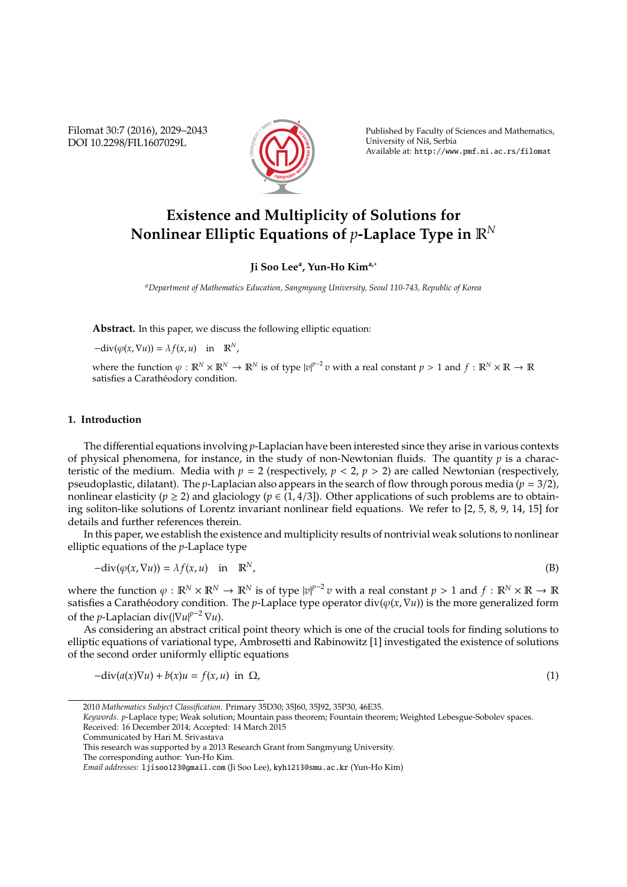# Existence and Multiplicity of Solutions for Nonlinear Elliptic Equations of $p$-Laplace Type in $\mathbb{R}^N$

**Ji Soo Lee**[a], **Yun-Ho Kim**[a,*]

[a]*Department of Mathematics Education, Sangmyung University, Seoul 110-743, Republic of Korea*

**Abstract.** In this paper, we discuss the following elliptic equation:

$$-\text{div}(\varphi(x, \nabla u)) = \lambda f(x, u) \quad \text{in} \quad \mathbb{R}^N,$$

where the function $\varphi : \mathbb{R}^N \times \mathbb{R}^N \to \mathbb{R}^N$ is of type $|v|^{p-2} v$ with a real constant $p > 1$ and $f : \mathbb{R}^N \times \mathbb{R} \to \mathbb{R}$ satisfies a Carathéodory condition.

## 1. Introduction

The differential equations involving $p$-Laplacian have been interested since they arise in various contexts of physical phenomena, for instance, in the study of non-Newtonian fluids. The quantity $p$ is a characteristic of the medium. Media with $p = 2$ (respectively, $p < 2$, $p > 2$) are called Newtonian (respectively, pseudoplastic, dilatant). The $p$-Laplacian also appears in the search of flow through porous media ($p = 3/2$), nonlinear elasticity ($p \geq 2$) and glaciology ($p \in (1, 4/3]$). Other applications of such problems are to obtaining soliton-like solutions of Lorentz invariant nonlinear field equations. We refer to [2, 5, 8, 9, 14, 15] for details and further references therein.

In this paper, we establish the existence and multiplicity results of nontrivial weak solutions to nonlinear elliptic equations of the $p$-Laplace type

$$-\text{div}(\varphi(x, \nabla u)) = \lambda f(x, u) \quad \text{in} \quad \mathbb{R}^N, \tag{B}$$

where the function $\varphi : \mathbb{R}^N \times \mathbb{R}^N \to \mathbb{R}^N$ is of type $|v|^{p-2} v$ with a real constant $p > 1$ and $f : \mathbb{R}^N \times \mathbb{R} \to \mathbb{R}$ satisfies a Carathéodory condition. The $p$-Laplace type operator $\text{div}(\varphi(x, \nabla u))$ is the more generalized form of the $p$-Laplacian $\text{div}(|\nabla u|^{p-2} \nabla u)$.

As considering an abstract critical point theory which is one of the crucial tools for finding solutions to elliptic equations of variational type, Ambrosetti and Rabinowitz [1] investigated the existence of solutions of the second order uniformly elliptic equations

$$-\text{div}(a(x)\nabla u) + b(x)u = f(x, u) \ \text{ in } \ \Omega, \tag{1}$$

---

2010 *Mathematics Subject Classification*. Primary 35D30; 35J60, 35J92, 35P30, 46E35.

*Keywords*. $p$-Laplace type; Weak solution; Mountain pass theorem; Fountain theorem; Weighted Lebesgue-Sobolev spaces.

Received: 16 December 2014; Accepted: 14 March 2015

Communicated by Hari M. Srivastava

This research was supported by a 2013 Research Grant from Sangmyung University.

The corresponding author: Yun-Ho Kim.

*Email addresses:* ljisoo123@gmail.com (Ji Soo Lee), kyh1213@smu.ac.kr (Yun-Ho Kim)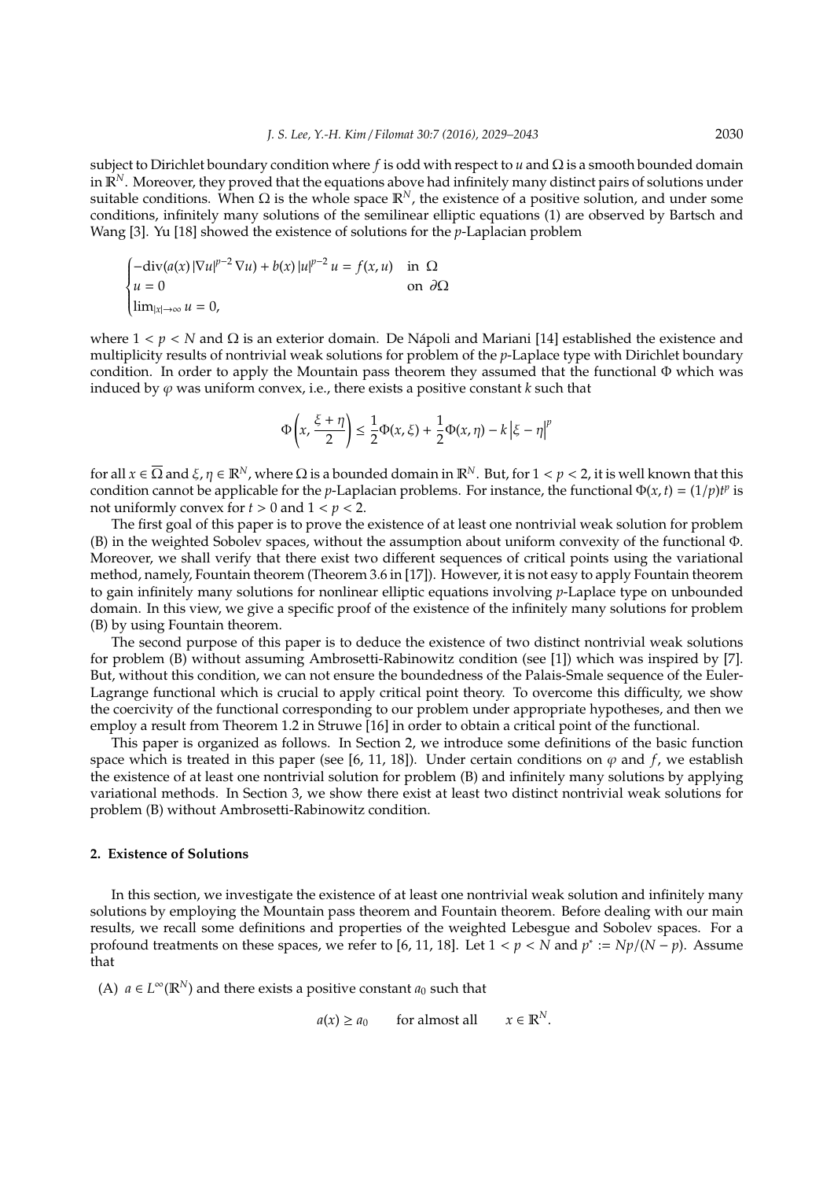subject to Dirichlet boundary condition where $f$ is odd with respect to $u$ and $\Omega$ is a smooth bounded domain in $\mathbb{R}^N$. Moreover, they proved that the equations above had infinitely many distinct pairs of solutions under suitable conditions. When $\Omega$ is the whole space $\mathbb{R}^N$, the existence of a positive solution, and under some conditions, infinitely many solutions of the semilinear elliptic equations (1) are observed by Bartsch and Wang [3]. Yu [18] showed the existence of solutions for the $p$-Laplacian problem

$$\begin{cases} -\mathrm{div}(a(x)\,|\nabla u|^{p-2}\,\nabla u) + b(x)\,|u|^{p-2}\,u = f(x,u) & \text{in } \Omega \\ u = 0 & \text{on } \partial\Omega \\ \lim_{|x|\to\infty} u = 0, & \end{cases}$$

where $1 < p < N$ and $\Omega$ is an exterior domain. De Nápoli and Mariani [14] established the existence and multiplicity results of nontrivial weak solutions for problem of the $p$-Laplace type with Dirichlet boundary condition. In order to apply the Mountain pass theorem they assumed that the functional $\Phi$ which was induced by $\varphi$ was uniform convex, i.e., there exists a positive constant $k$ such that

$$\Phi\left(x, \frac{\xi+\eta}{2}\right) \leq \frac{1}{2}\Phi(x,\xi) + \frac{1}{2}\Phi(x,\eta) - k\left|\xi - \eta\right|^p$$

for all $x \in \overline{\Omega}$ and $\xi, \eta \in \mathbb{R}^N$, where $\Omega$ is a bounded domain in $\mathbb{R}^N$. But, for $1 < p < 2$, it is well known that this condition cannot be applicable for the $p$-Laplacian problems. For instance, the functional $\Phi(x,t) = (1/p)t^p$ is not uniformly convex for $t > 0$ and $1 < p < 2$.

The first goal of this paper is to prove the existence of at least one nontrivial weak solution for problem (B) in the weighted Sobolev spaces, without the assumption about uniform convexity of the functional $\Phi$. Moreover, we shall verify that there exist two different sequences of critical points using the variational method, namely, Fountain theorem (Theorem 3.6 in [17]). However, it is not easy to apply Fountain theorem to gain infinitely many solutions for nonlinear elliptic equations involving $p$-Laplace type on unbounded domain. In this view, we give a specific proof of the existence of the infinitely many solutions for problem (B) by using Fountain theorem.

The second purpose of this paper is to deduce the existence of two distinct nontrivial weak solutions for problem (B) without assuming Ambrosetti-Rabinowitz condition (see [1]) which was inspired by [7]. But, without this condition, we can not ensure the boundedness of the Palais-Smale sequence of the Euler-Lagrange functional which is crucial to apply critical point theory. To overcome this difficulty, we show the coercivity of the functional corresponding to our problem under appropriate hypotheses, and then we employ a result from Theorem 1.2 in Struwe [16] in order to obtain a critical point of the functional.

This paper is organized as follows. In Section 2, we introduce some definitions of the basic function space which is treated in this paper (see [6, 11, 18]). Under certain conditions on $\varphi$ and $f$, we establish the existence of at least one nontrivial solution for problem (B) and infinitely many solutions by applying variational methods. In Section 3, we show there exist at least two distinct nontrivial weak solutions for problem (B) without Ambrosetti-Rabinowitz condition.

## 2. Existence of Solutions

In this section, we investigate the existence of at least one nontrivial weak solution and infinitely many solutions by employing the Mountain pass theorem and Fountain theorem. Before dealing with our main results, we recall some definitions and properties of the weighted Lebesgue and Sobolev spaces. For a profound treatments on these spaces, we refer to [6, 11, 18]. Let $1 < p < N$ and $p^* := Np/(N-p)$. Assume that

(A) $a \in L^\infty(\mathbb{R}^N)$ and there exists a positive constant $a_0$ such that

$$a(x) \geq a_0 \qquad \text{for almost all} \qquad x \in \mathbb{R}^N.$$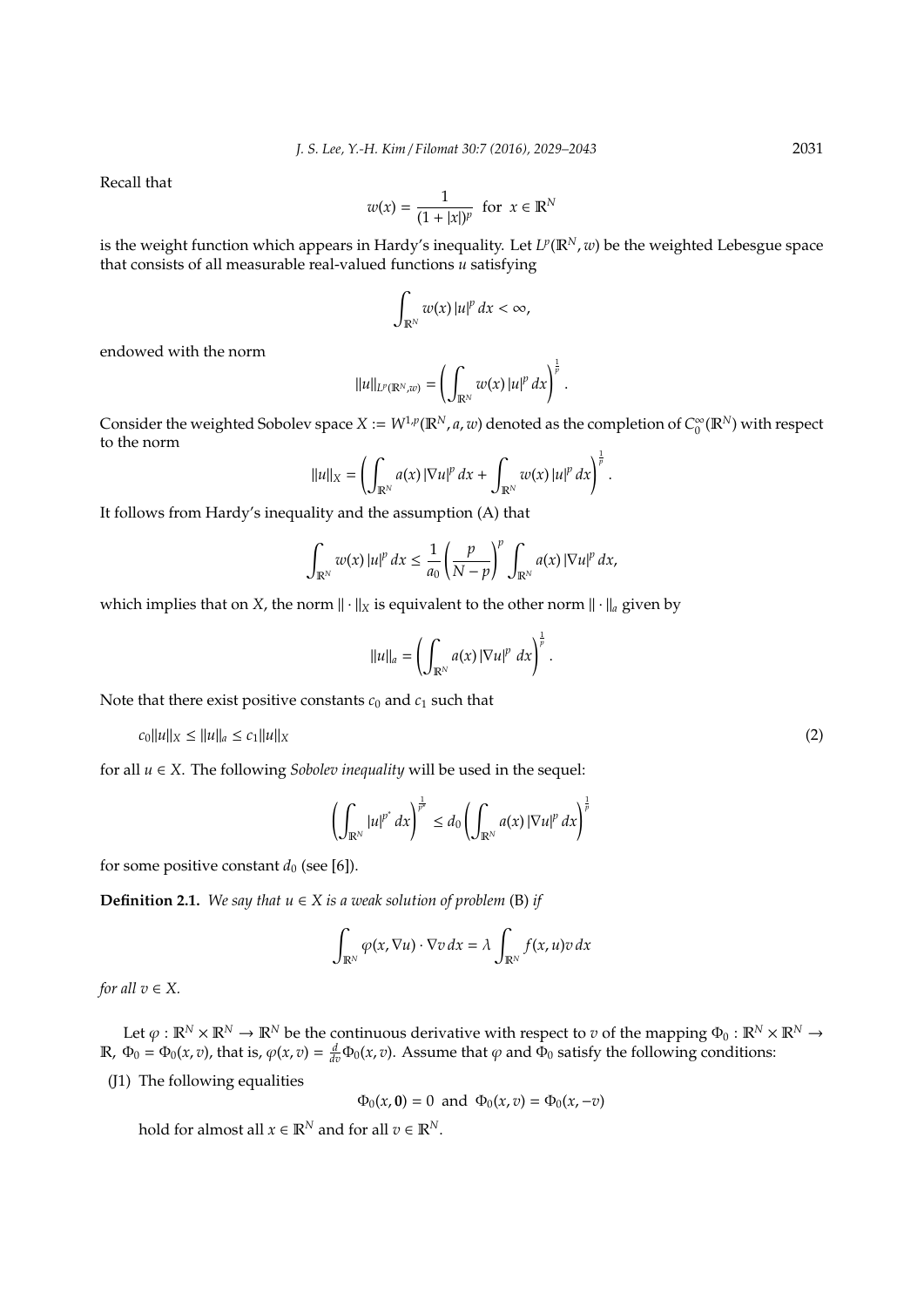Recall that

$$w(x) = \frac{1}{(1+|x|)^p} \ \text{ for } \ x \in \mathbb{R}^N$$

is the weight function which appears in Hardy's inequality. Let $L^p(\mathbb{R}^N, w)$ be the weighted Lebesgue space that consists of all measurable real-valued functions $u$ satisfying

$$\int_{\mathbb{R}^N} w(x)\,|u|^p\,dx < \infty,$$

endowed with the norm

$$\|u\|_{L^p(\mathbb{R}^N,w)} = \left( \int_{\mathbb{R}^N} w(x)\,|u|^p\,dx \right)^{\frac{1}{p}}.$$

Consider the weighted Sobolev space $X := W^{1,p}(\mathbb{R}^N, a, w)$ denoted as the completion of $C_0^\infty(\mathbb{R}^N)$ with respect to the norm

$$\|u\|_X = \left( \int_{\mathbb{R}^N} a(x)\,|\nabla u|^p\,dx + \int_{\mathbb{R}^N} w(x)\,|u|^p\,dx \right)^{\frac{1}{p}}.$$

It follows from Hardy's inequality and the assumption (A) that

$$\int_{\mathbb{R}^N} w(x)\,|u|^p\,dx \le \frac{1}{a_0}\left(\frac{p}{N-p}\right)^p \int_{\mathbb{R}^N} a(x)\,|\nabla u|^p\,dx,$$

which implies that on $X$, the norm $\|\cdot\|_X$ is equivalent to the other norm $\|\cdot\|_a$ given by

$$\|u\|_a = \left( \int_{\mathbb{R}^N} a(x)\,|\nabla u|^p\ dx \right)^{\frac{1}{p}}.$$

Note that there exist positive constants $c_0$ and $c_1$ such that

$$c_0\|u\|_X \le \|u\|_a \le c_1\|u\|_X \tag{2}$$

for all $u \in X$. The following *Sobolev inequality* will be used in the sequel:

$$\left( \int_{\mathbb{R}^N} |u|^{p^*}\,dx \right)^{\frac{1}{p^*}} \le d_0 \left( \int_{\mathbb{R}^N} a(x)\,|\nabla u|^p\,dx \right)^{\frac{1}{p}}$$

for some positive constant $d_0$ (see [6]).

**Definition 2.1.** *We say that $u \in X$ is a weak solution of problem* (B) *if*

$$\int_{\mathbb{R}^N} \varphi(x, \nabla u) \cdot \nabla v\,dx = \lambda \int_{\mathbb{R}^N} f(x,u)v\,dx$$

*for all $v \in X$.*

Let $\varphi : \mathbb{R}^N \times \mathbb{R}^N \to \mathbb{R}^N$ be the continuous derivative with respect to $v$ of the mapping $\Phi_0 : \mathbb{R}^N \times \mathbb{R}^N \to \mathbb{R}$, $\Phi_0 = \Phi_0(x, v)$, that is, $\varphi(x, v) = \frac{d}{dv}\Phi_0(x, v)$. Assume that $\varphi$ and $\Phi_0$ satisfy the following conditions:

(J1) The following equalities

$$\Phi_0(x, \mathbf{0}) = 0 \ \text{ and } \ \Phi_0(x, v) = \Phi_0(x, -v)$$

hold for almost all $x \in \mathbb{R}^N$ and for all $v \in \mathbb{R}^N$.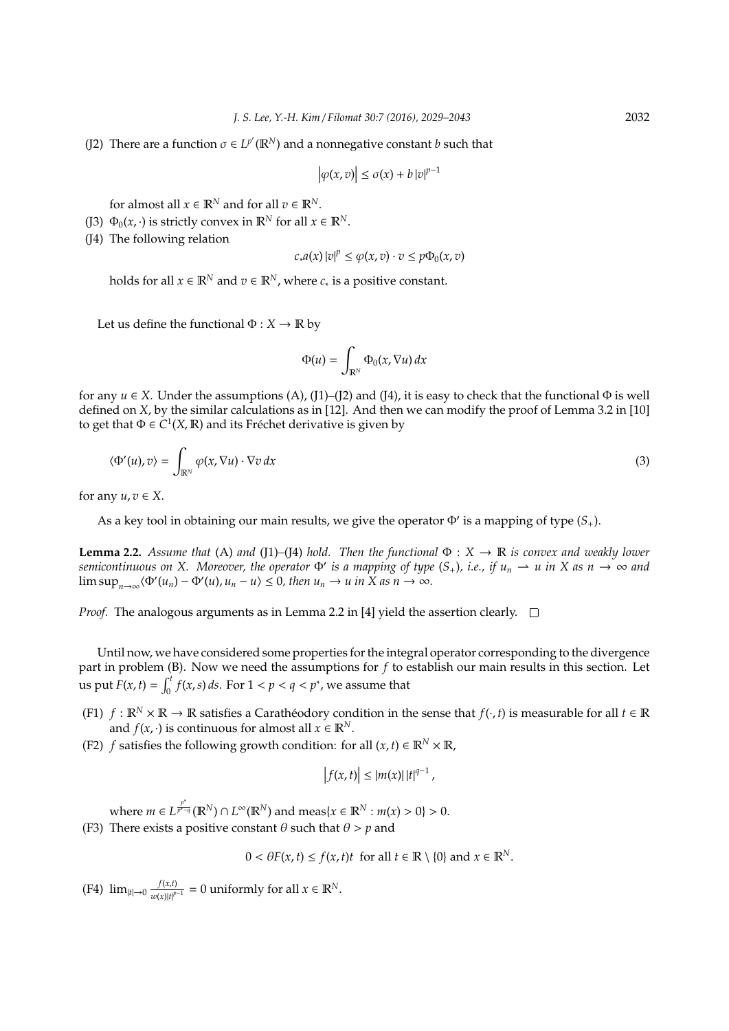(J2) There are a function $\sigma \in L^{p'}(\mathbb{R}^N)$ and a nonnegative constant $b$ such that

$$\left|\varphi(x, v)\right| \leq \sigma(x) + b\,|v|^{p-1}$$

for almost all $x \in \mathbb{R}^N$ and for all $v \in \mathbb{R}^N$.

(J3) $\Phi_0(x, \cdot)$ is strictly convex in $\mathbb{R}^N$ for all $x \in \mathbb{R}^N$.

(J4) The following relation

$$c_* a(x)\,|v|^p \leq \varphi(x, v) \cdot v \leq p\Phi_0(x, v)$$

holds for all $x \in \mathbb{R}^N$ and $v \in \mathbb{R}^N$, where $c_*$ is a positive constant.

Let us define the functional $\Phi : X \to \mathbb{R}$ by

$$\Phi(u) = \int_{\mathbb{R}^N} \Phi_0(x, \nabla u)\,dx$$

for any $u \in X$. Under the assumptions (A), (J1)–(J2) and (J4), it is easy to check that the functional $\Phi$ is well defined on $X$, by the similar calculations as in [12]. And then we can modify the proof of Lemma 3.2 in [10] to get that $\Phi \in C^1(X, \mathbb{R})$ and its Fréchet derivative is given by

$$\langle \Phi'(u), v \rangle = \int_{\mathbb{R}^N} \varphi(x, \nabla u) \cdot \nabla v\,dx \tag{3}$$

for any $u, v \in X$.

As a key tool in obtaining our main results, we give the operator $\Phi'$ is a mapping of type $(S_+)$.

**Lemma 2.2.** *Assume that* (A) *and* (J1)–(J4) *hold. Then the functional $\Phi : X \to \mathbb{R}$ is convex and weakly lower semicontinuous on $X$. Moreover, the operator $\Phi'$ is a mapping of type $(S_+)$, i.e., if $u_n \rightharpoonup u$ in $X$ as $n \to \infty$ and $\limsup_{n\to\infty}\langle \Phi'(u_n) - \Phi'(u), u_n - u \rangle \leq 0$, then $u_n \to u$ in $X$ as $n \to \infty$.*

*Proof.* The analogous arguments as in Lemma 2.2 in [4] yield the assertion clearly. $\square$

Until now, we have considered some properties for the integral operator corresponding to the divergence part in problem (B). Now we need the assumptions for $f$ to establish our main results in this section. Let us put $F(x, t) = \int_0^t f(x, s)\,ds$. For $1 < p < q < p^*$, we assume that

(F1) $f : \mathbb{R}^N \times \mathbb{R} \to \mathbb{R}$ satisfies a Carathéodory condition in the sense that $f(\cdot, t)$ is measurable for all $t \in \mathbb{R}$ and $f(x, \cdot)$ is continuous for almost all $x \in \mathbb{R}^N$.

(F2) $f$ satisfies the following growth condition: for all $(x, t) \in \mathbb{R}^N \times \mathbb{R}$,

$$\left|f(x, t)\right| \leq |m(x)|\,|t|^{q-1},$$

where $m \in L^{\frac{p^*}{p^*-q}}(\mathbb{R}^N) \cap L^\infty(\mathbb{R}^N)$ and $\text{meas}\{x \in \mathbb{R}^N : m(x) > 0\} > 0$.

(F3) There exists a positive constant $\theta$ such that $\theta > p$ and

$$0 < \theta F(x, t) \leq f(x, t)t \ \text{ for all } t \in \mathbb{R} \setminus \{0\} \text{ and } x \in \mathbb{R}^N.$$

(F4) $\lim_{|t|\to 0} \frac{f(x,t)}{w(x)|t|^{p-1}} = 0$ uniformly for all $x \in \mathbb{R}^N$.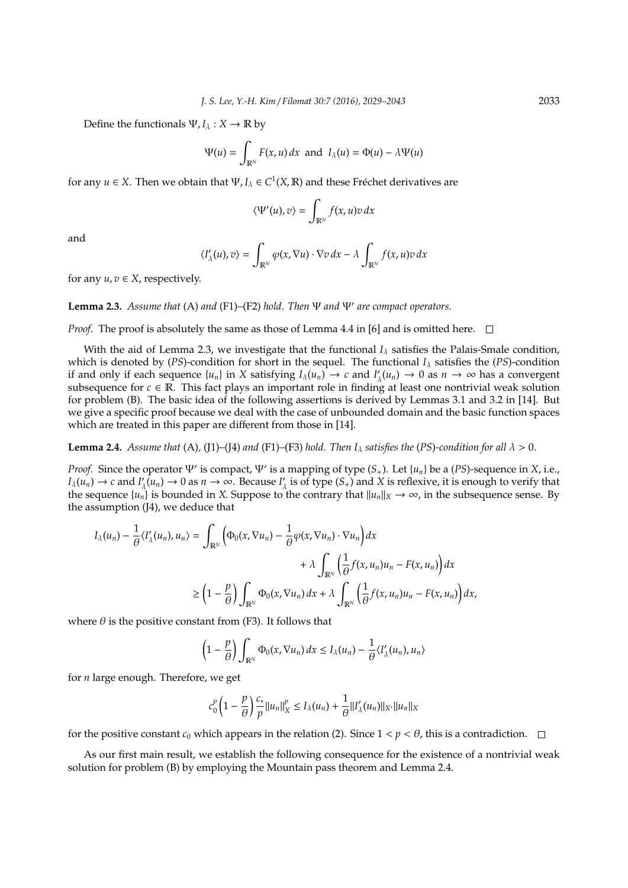Define the functionals $\Psi, I_\lambda : X \to \mathbb{R}$ by

$$\Psi(u) = \int_{\mathbb{R}^N} F(x, u)\, dx \ \text{ and } \ I_\lambda(u) = \Phi(u) - \lambda \Psi(u)$$

for any $u \in X$. Then we obtain that $\Psi, I_\lambda \in C^1(X, \mathbb{R})$ and these Fréchet derivatives are

$$\langle \Psi'(u), v \rangle = \int_{\mathbb{R}^N} f(x, u) v\, dx$$

and

$$\langle I'_\lambda(u), v \rangle = \int_{\mathbb{R}^N} \varphi(x, \nabla u) \cdot \nabla v\, dx - \lambda \int_{\mathbb{R}^N} f(x, u) v\, dx$$

for any $u, v \in X$, respectively.

**Lemma 2.3.** *Assume that* (A) *and* (F1)–(F2) *hold. Then* $\Psi$ *and* $\Psi'$ *are compact operators.*

*Proof.* The proof is absolutely the same as those of Lemma 4.4 in [6] and is omitted here. □

With the aid of Lemma 2.3, we investigate that the functional $I_\lambda$ satisfies the Palais-Smale condition, which is denoted by $(PS)$-condition for short in the sequel. The functional $I_\lambda$ satisfies the $(PS)$-condition if and only if each sequence $\{u_n\}$ in $X$ satisfying $I_\lambda(u_n) \to c$ and $I'_\lambda(u_n) \to 0$ as $n \to \infty$ has a convergent subsequence for $c \in \mathbb{R}$. This fact plays an important role in finding at least one nontrivial weak solution for problem (B). The basic idea of the following assertions is derived by Lemmas 3.1 and 3.2 in [14]. But we give a specific proof because we deal with the case of unbounded domain and the basic function spaces which are treated in this paper are different from those in [14].

**Lemma 2.4.** *Assume that* (A), (J1)–(J4) *and* (F1)–(F3) *hold. Then* $I_\lambda$ *satisfies the* $(PS)$*-condition for all* $\lambda > 0$.

*Proof.* Since the operator $\Psi'$ is compact, $\Psi'$ is a mapping of type $(S_+)$. Let $\{u_n\}$ be a $(PS)$-sequence in $X$, i.e., $I_\lambda(u_n) \to c$ and $I'_\lambda(u_n) \to 0$ as $n \to \infty$. Because $I'_\lambda$ is of type $(S_+)$ and $X$ is reflexive, it is enough to verify that the sequence $\{u_n\}$ is bounded in $X$. Suppose to the contrary that $\|u_n\|_X \to \infty$, in the subsequence sense. By the assumption (J4), we deduce that

$$\begin{aligned}
I_\lambda(u_n) - \frac{1}{\theta}\langle I'_\lambda(u_n), u_n\rangle &= \int_{\mathbb{R}^N} \Big( \Phi_0(x, \nabla u_n) - \frac{1}{\theta}\varphi(x, \nabla u_n)\cdot \nabla u_n \Big) dx \\
&\qquad + \lambda \int_{\mathbb{R}^N} \Big( \frac{1}{\theta} f(x, u_n) u_n - F(x, u_n) \Big) dx \\
&\geq \Big(1 - \frac{p}{\theta}\Big) \int_{\mathbb{R}^N} \Phi_0(x, \nabla u_n)\, dx + \lambda \int_{\mathbb{R}^N} \Big( \frac{1}{\theta} f(x, u_n) u_n - F(x, u_n) \Big) dx,
\end{aligned}$$

where $\theta$ is the positive constant from (F3). It follows that

$$\Big(1 - \frac{p}{\theta}\Big) \int_{\mathbb{R}^N} \Phi_0(x, \nabla u_n)\, dx \leq I_\lambda(u_n) - \frac{1}{\theta}\langle I'_\lambda(u_n), u_n\rangle$$

for $n$ large enough. Therefore, we get

$$c_0^p \Big(1 - \frac{p}{\theta}\Big) \frac{c_*}{p} \|u_n\|_X^p \leq I_\lambda(u_n) + \frac{1}{\theta} \|I'_\lambda(u_n)\|_{X^*} \|u_n\|_X$$

for the positive constant $c_0$ which appears in the relation (2). Since $1 < p < \theta$, this is a contradiction. □

As our first main result, we establish the following consequence for the existence of a nontrivial weak solution for problem (B) by employing the Mountain pass theorem and Lemma 2.4.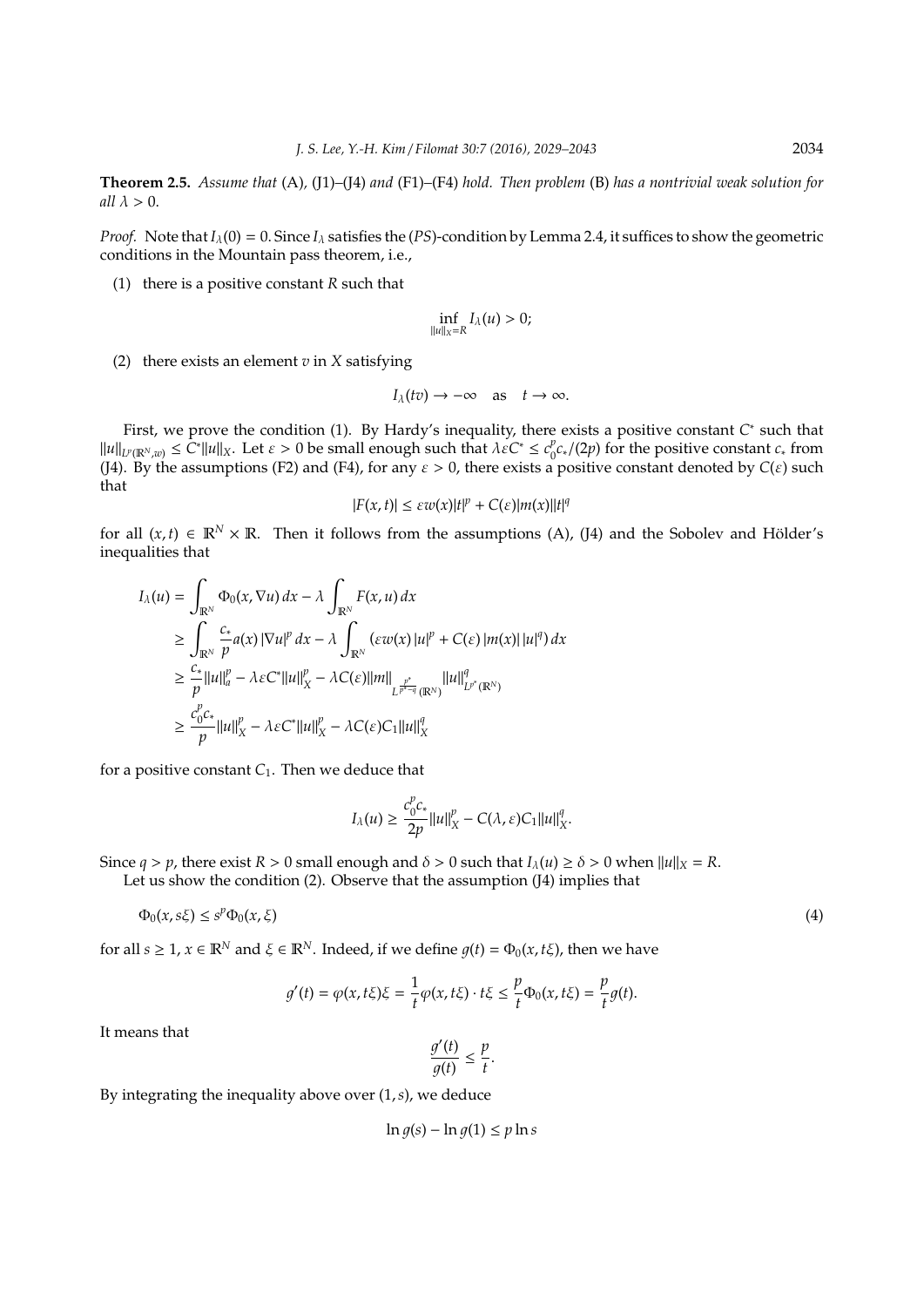**Theorem 2.5.** *Assume that* (A), (J1)–(J4) *and* (F1)–(F4) *hold. Then problem* (B) *has a nontrivial weak solution for all* $\lambda > 0$.

*Proof.* Note that $I_\lambda(0) = 0$. Since $I_\lambda$ satisfies the $(PS)$-condition by Lemma 2.4, it suffices to show the geometric conditions in the Mountain pass theorem, i.e.,

(1) there is a positive constant $R$ such that

$$\inf_{\|u\|_X = R} I_\lambda(u) > 0;$$

(2) there exists an element $v$ in $X$ satisfying

$$I_\lambda(tv) \to -\infty \quad \text{as} \quad t \to \infty.$$

First, we prove the condition (1). By Hardy's inequality, there exists a positive constant $C^*$ such that $\|u\|_{L^p(\mathbb{R}^N, w)} \le C^* \|u\|_X$. Let $\varepsilon > 0$ be small enough such that $\lambda \varepsilon C^* \le c_0^p c_* / (2p)$ for the positive constant $c_*$ from (J4). By the assumptions (F2) and (F4), for any $\varepsilon > 0$, there exists a positive constant denoted by $C(\varepsilon)$ such that

$$|F(x,t)| \le \varepsilon w(x) |t|^p + C(\varepsilon) |m(x)| |t|^q$$

for all $(x,t) \in \mathbb{R}^N \times \mathbb{R}$. Then it follows from the assumptions (A), (J4) and the Sobolev and Hölder's inequalities that

$$\begin{aligned}
I_\lambda(u) &= \int_{\mathbb{R}^N} \Phi_0(x, \nabla u)\, dx - \lambda \int_{\mathbb{R}^N} F(x,u)\, dx \\
&\ge \int_{\mathbb{R}^N} \frac{c_*}{p} a(x) |\nabla u|^p\, dx - \lambda \int_{\mathbb{R}^N} (\varepsilon w(x) |u|^p + C(\varepsilon) |m(x)| |u|^q)\, dx \\
&\ge \frac{c_*}{p} \|u\|_a^p - \lambda \varepsilon C^* \|u\|_X^p - \lambda C(\varepsilon) \|m\|_{L^{\frac{p^*}{p^*-q}}(\mathbb{R}^N)} \|u\|_{L^{p^*}(\mathbb{R}^N)}^q \\
&\ge \frac{c_0^p c_*}{p} \|u\|_X^p - \lambda \varepsilon C^* \|u\|_X^p - \lambda C(\varepsilon) C_1 \|u\|_X^q
\end{aligned}$$

for a positive constant $C_1$. Then we deduce that

$$I_\lambda(u) \ge \frac{c_0^p c_*}{2p} \|u\|_X^p - C(\lambda, \varepsilon) C_1 \|u\|_X^q.$$

Since $q > p$, there exist $R > 0$ small enough and $\delta > 0$ such that $I_\lambda(u) \ge \delta > 0$ when $\|u\|_X = R$.

Let us show the condition (2). Observe that the assumption (J4) implies that

$$\Phi_0(x, s\xi) \le s^p \Phi_0(x, \xi) \tag{4}$$

for all $s \ge 1$, $x \in \mathbb{R}^N$ and $\xi \in \mathbb{R}^N$. Indeed, if we define $g(t) = \Phi_0(x, t\xi)$, then we have

$$g'(t) = \varphi(x, t\xi)\xi = \frac{1}{t} \varphi(x, t\xi) \cdot t\xi \le \frac{p}{t} \Phi_0(x, t\xi) = \frac{p}{t} g(t).$$

It means that

$$\frac{g'(t)}{g(t)} \le \frac{p}{t}.$$

By integrating the inequality above over $(1, s)$, we deduce

$$\ln g(s) - \ln g(1) \le p \ln s$$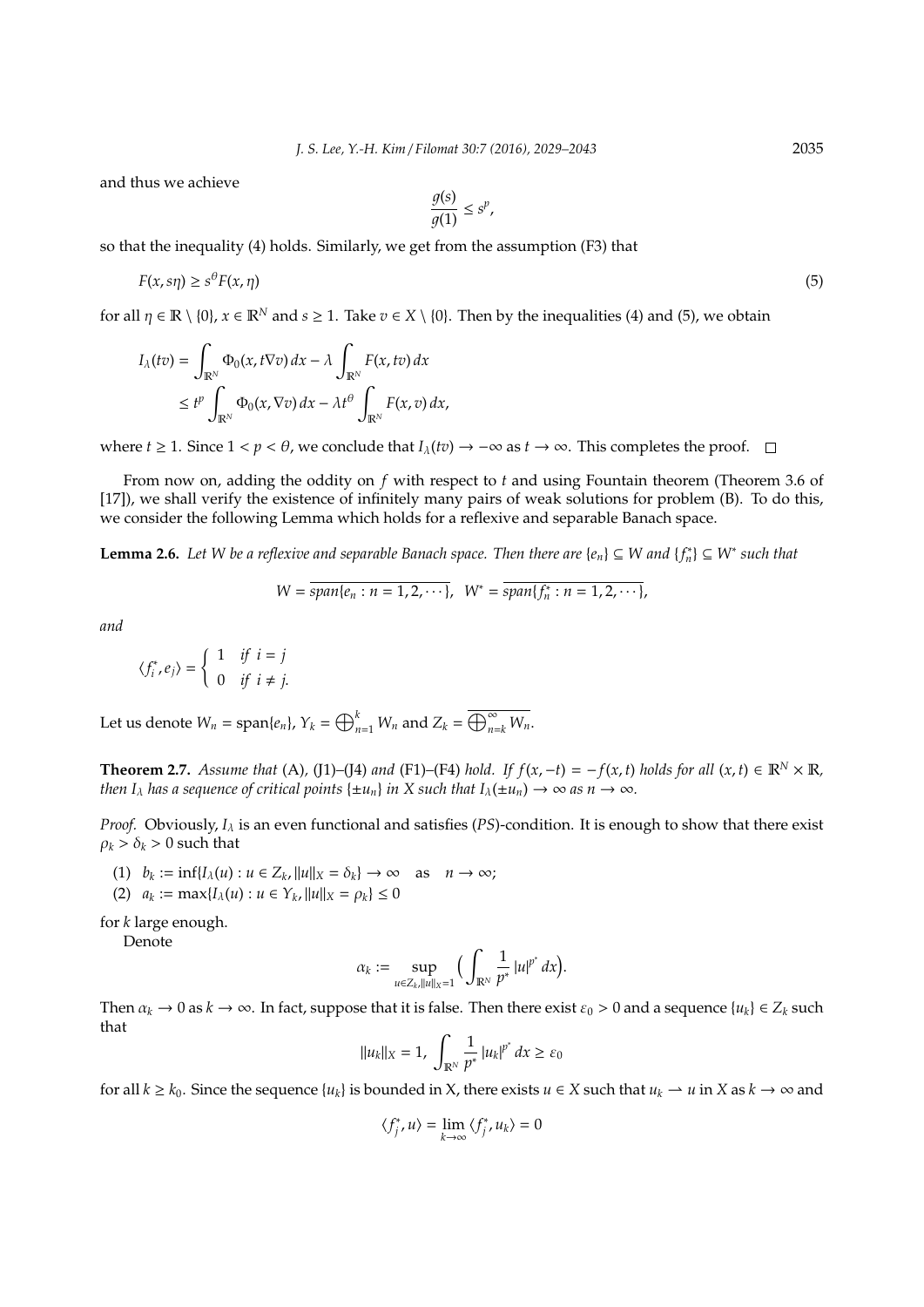and thus we achieve

$$\frac{g(s)}{g(1)} \leq s^p,$$

so that the inequality (4) holds. Similarly, we get from the assumption (F3) that

$$F(x, s\eta) \geq s^{\theta} F(x, \eta) \tag{5}$$

for all $\eta \in \mathbb{R} \setminus \{0\}$, $x \in \mathbb{R}^N$ and $s \geq 1$. Take $v \in X \setminus \{0\}$. Then by the inequalities (4) and (5), we obtain

$$\begin{aligned} I_\lambda(tv) &= \int_{\mathbb{R}^N} \Phi_0(x, t\nabla v)\, dx - \lambda \int_{\mathbb{R}^N} F(x, tv)\, dx \\ &\leq t^p \int_{\mathbb{R}^N} \Phi_0(x, \nabla v)\, dx - \lambda t^{\theta} \int_{\mathbb{R}^N} F(x, v)\, dx, \end{aligned}$$

where $t \geq 1$. Since $1 < p < \theta$, we conclude that $I_\lambda(tv) \to -\infty$ as $t \to \infty$. This completes the proof. □

From now on, adding the oddity on $f$ with respect to $t$ and using Fountain theorem (Theorem 3.6 of [17]), we shall verify the existence of infinitely many pairs of weak solutions for problem (B). To do this, we consider the following Lemma which holds for a reflexive and separable Banach space.

**Lemma 2.6.** *Let $W$ be a reflexive and separable Banach space. Then there are $\{e_n\} \subseteq W$ and $\{f_n^*\} \subseteq W^*$ such that*

$$W = \overline{span\{e_n : n = 1, 2, \cdots\}}, \quad W^* = \overline{span\{f_n^* : n = 1, 2, \cdots\}},$$

*and*

$$\langle f_i^*, e_j \rangle = \begin{cases} 1 & \text{if } i = j \\ 0 & \text{if } i \neq j. \end{cases}$$

Let us denote $W_n = \text{span}\{e_n\}$, $Y_k = \bigoplus_{n=1}^{k} W_n$ and $Z_k = \overline{\bigoplus_{n=k}^{\infty} W_n}$.

**Theorem 2.7.** *Assume that* (A), (J1)–(J4) *and* (F1)–(F4) *hold. If $f(x, -t) = -f(x, t)$ holds for all $(x, t) \in \mathbb{R}^N \times \mathbb{R}$, then $I_\lambda$ has a sequence of critical points $\{\pm u_n\}$ in $X$ such that $I_\lambda(\pm u_n) \to \infty$ as $n \to \infty$.*

*Proof.* Obviously, $I_\lambda$ is an even functional and satisfies $(PS)$-condition. It is enough to show that there exist $\rho_k > \delta_k > 0$ such that

(1) $b_k := \inf\{I_\lambda(u) : u \in Z_k, \|u\|_X = \delta_k\} \to \infty$ as $n \to \infty$;
(2) $a_k := \max\{I_\lambda(u) : u \in Y_k, \|u\|_X = \rho_k\} \leq 0$

for $k$ large enough.

Denote

$$\alpha_k := \sup_{u \in Z_k, \|u\|_X = 1} \Big( \int_{\mathbb{R}^N} \frac{1}{p^*} |u|^{p^*}\, dx \Big).$$

Then $\alpha_k \to 0$ as $k \to \infty$. In fact, suppose that it is false. Then there exist $\varepsilon_0 > 0$ and a sequence $\{u_k\} \in Z_k$ such that

$$\|u_k\|_X = 1, \; \int_{\mathbb{R}^N} \frac{1}{p^*} |u_k|^{p^*}\, dx \geq \varepsilon_0$$

for all $k \geq k_0$. Since the sequence $\{u_k\}$ is bounded in X, there exists $u \in X$ such that $u_k \rightharpoonup u$ in $X$ as $k \to \infty$ and

$$\langle f_j^*, u \rangle = \lim_{k \to \infty} \langle f_j^*, u_k \rangle = 0$$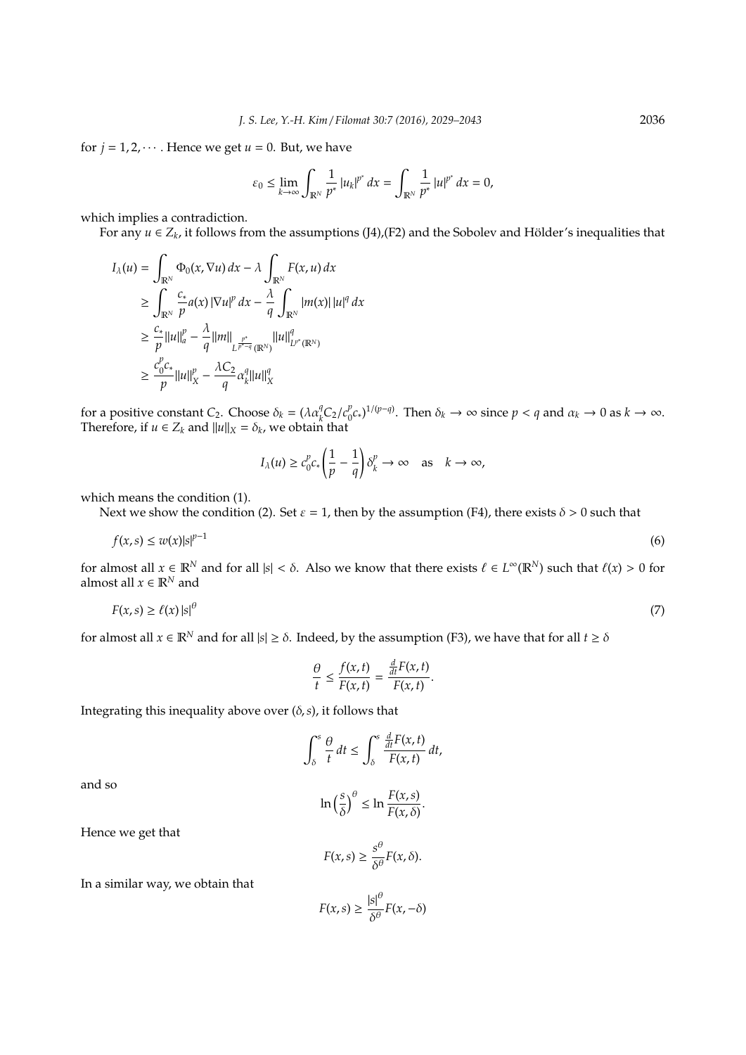for $j = 1, 2, \cdots$. Hence we get $u = 0$. But, we have

$$\varepsilon_0 \leq \lim_{k\to\infty} \int_{\mathbb{R}^N} \frac{1}{p^*} |u_k|^{p^*} \, dx = \int_{\mathbb{R}^N} \frac{1}{p^*} |u|^{p^*} \, dx = 0,$$

which implies a contradiction.

For any $u \in Z_k$, it follows from the assumptions (J4),(F2) and the Sobolev and Hölder's inequalities that

$$\begin{aligned}
I_\lambda(u) &= \int_{\mathbb{R}^N} \Phi_0(x, \nabla u) \, dx - \lambda \int_{\mathbb{R}^N} F(x, u) \, dx \\
&\geq \int_{\mathbb{R}^N} \frac{c_*}{p} a(x) \, |\nabla u|^p \, dx - \frac{\lambda}{q} \int_{\mathbb{R}^N} |m(x)| \, |u|^q \, dx \\
&\geq \frac{c_*}{p} \|u\|_a^p - \frac{\lambda}{q} \|m\|_{L^{\frac{p^*}{p^*-q}}(\mathbb{R}^N)} \|u\|_{L^{p^*}(\mathbb{R}^N)}^q \\
&\geq \frac{c_0^p c_*}{p} \|u\|_X^p - \frac{\lambda C_2}{q} \alpha_k^q \|u\|_X^q
\end{aligned}$$

for a positive constant $C_2$. Choose $\delta_k = (\lambda \alpha_k^q C_2 / c_0^p c_*)^{1/(p-q)}$. Then $\delta_k \to \infty$ since $p < q$ and $\alpha_k \to 0$ as $k \to \infty$. Therefore, if $u \in Z_k$ and $\|u\|_X = \delta_k$, we obtain that

$$I_\lambda(u) \geq c_0^p c_* \left( \frac{1}{p} - \frac{1}{q} \right) \delta_k^p \to \infty \quad \text{as} \quad k \to \infty,$$

which means the condition (1).

Next we show the condition (2). Set $\varepsilon = 1$, then by the assumption (F4), there exists $\delta > 0$ such that

$$f(x, s) \leq w(x)|s|^{p-1} \tag{6}$$

for almost all $x \in \mathbb{R}^N$ and for all $|s| < \delta$. Also we know that there exists $\ell \in L^\infty(\mathbb{R}^N)$ such that $\ell(x) > 0$ for almost all $x \in \mathbb{R}^N$ and

$$F(x, s) \geq \ell(x) \, |s|^\theta \tag{7}$$

for almost all $x \in \mathbb{R}^N$ and for all $|s| \geq \delta$. Indeed, by the assumption (F3), we have that for all $t \geq \delta$

$$\frac{\theta}{t} \leq \frac{f(x, t)}{F(x, t)} = \frac{\frac{d}{dt} F(x, t)}{F(x, t)}.$$

Integrating this inequality above over $(\delta, s)$, it follows that

$$\int_\delta^s \frac{\theta}{t} \, dt \leq \int_\delta^s \frac{\frac{d}{dt} F(x, t)}{F(x, t)} \, dt,$$

and so

$$\ln \left( \frac{s}{\delta} \right)^\theta \leq \ln \frac{F(x, s)}{F(x, \delta)}.$$

Hence we get that

$$F(x, s) \geq \frac{s^\theta}{\delta^\theta} F(x, \delta).$$

In a similar way, we obtain that

$$F(x, s) \geq \frac{|s|^\theta}{\delta^\theta} F(x, -\delta)$$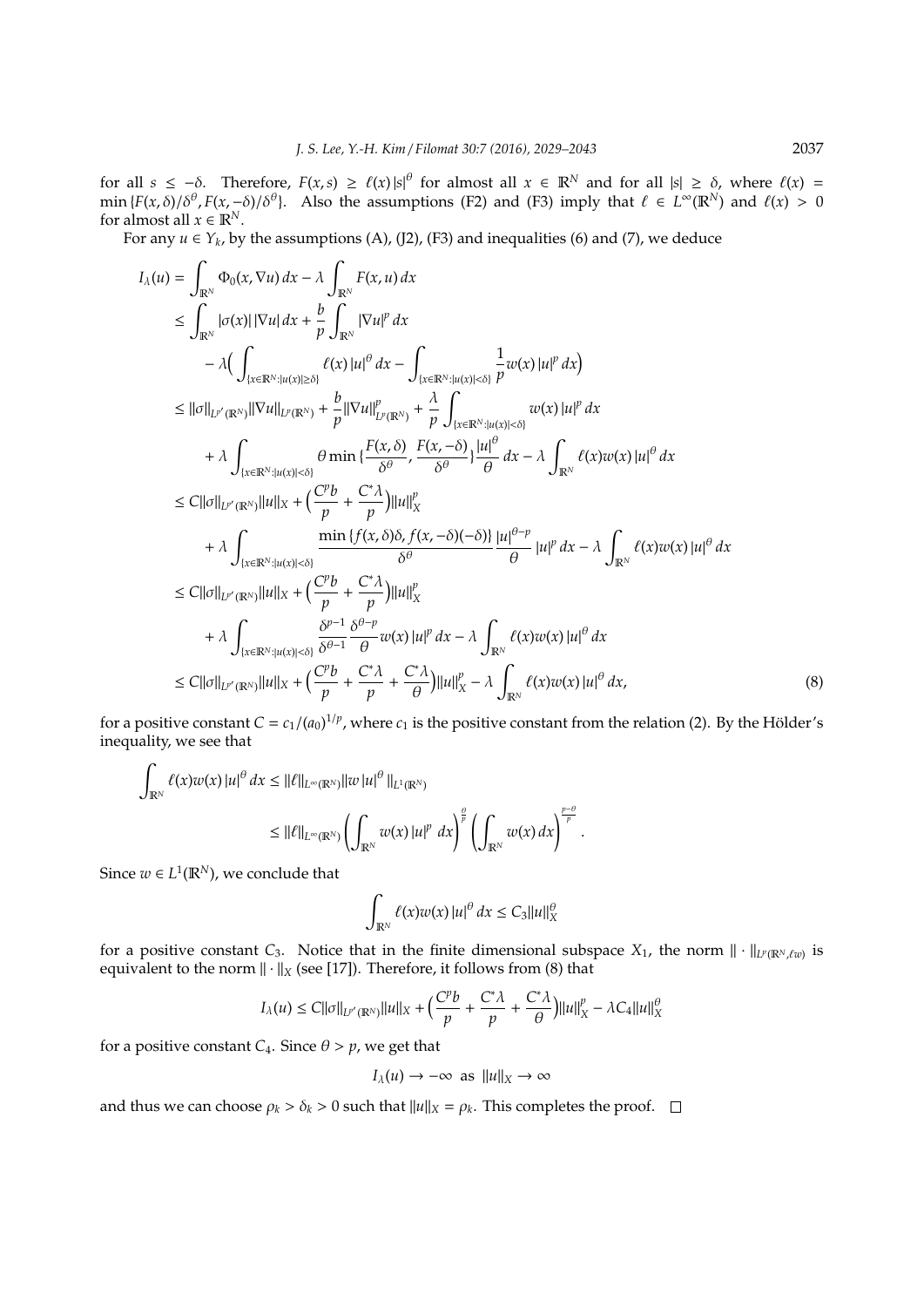for all $s \le -\delta$. Therefore, $F(x,s) \ge \ell(x)\,|s|^{\theta}$ for almost all $x \in \mathbb{R}^N$ and for all $|s| \ge \delta$, where $\ell(x) = \min\{F(x,\delta)/\delta^{\theta}, F(x,-\delta)/\delta^{\theta}\}$. Also the assumptions (F2) and (F3) imply that $\ell \in L^{\infty}(\mathbb{R}^N)$ and $\ell(x) > 0$ for almost all $x \in \mathbb{R}^N$.

For any $u \in Y_k$, by the assumptions (A), (J2), (F3) and inequalities (6) and (7), we deduce

$$
\begin{aligned}
I_\lambda(u) &= \int_{\mathbb{R}^N} \Phi_0(x,\nabla u)\,dx - \lambda \int_{\mathbb{R}^N} F(x,u)\,dx \\
&\le \int_{\mathbb{R}^N} |\sigma(x)|\,|\nabla u|\,dx + \frac{b}{p}\int_{\mathbb{R}^N} |\nabla u|^p\,dx \\
&\quad - \lambda\Big(\int_{\{x\in\mathbb{R}^N : |u(x)|\ge\delta\}} \ell(x)\,|u|^{\theta}\,dx - \int_{\{x\in\mathbb{R}^N : |u(x)|<\delta\}} \frac{1}{p} w(x)\,|u|^p\,dx\Big) \\
&\le \|\sigma\|_{L^{p'}(\mathbb{R}^N)} \|\nabla u\|_{L^p(\mathbb{R}^N)} + \frac{b}{p}\|\nabla u\|^p_{L^p(\mathbb{R}^N)} + \frac{\lambda}{p}\int_{\{x\in\mathbb{R}^N : |u(x)|<\delta\}} w(x)\,|u|^p\,dx \\
&\quad + \lambda \int_{\{x\in\mathbb{R}^N : |u(x)|<\delta\}} \theta \min\{\frac{F(x,\delta)}{\delta^{\theta}}, \frac{F(x,-\delta)}{\delta^{\theta}}\}\frac{|u|^{\theta}}{\theta}\,dx - \lambda \int_{\mathbb{R}^N} \ell(x) w(x)\,|u|^{\theta}\,dx \\
&\le C\|\sigma\|_{L^{p'}(\mathbb{R}^N)}\|u\|_X + \Big(\frac{C^p b}{p} + \frac{C^* \lambda}{p}\Big)\|u\|_X^p \\
&\quad + \lambda \int_{\{x\in\mathbb{R}^N : |u(x)|<\delta\}} \frac{\min\{f(x,\delta)\delta, f(x,-\delta)(-\delta)\}}{\delta^{\theta}} \frac{|u|^{\theta-p}}{\theta}\,|u|^p\,dx - \lambda \int_{\mathbb{R}^N} \ell(x) w(x)\,|u|^{\theta}\,dx \\
&\le C\|\sigma\|_{L^{p'}(\mathbb{R}^N)}\|u\|_X + \Big(\frac{C^p b}{p} + \frac{C^* \lambda}{p}\Big)\|u\|_X^p \\
&\quad + \lambda \int_{\{x\in\mathbb{R}^N : |u(x)|<\delta\}} \frac{\delta^{p-1}}{\delta^{\theta-1}} \frac{\delta^{\theta-p}}{\theta} w(x)\,|u|^p\,dx - \lambda \int_{\mathbb{R}^N} \ell(x) w(x)\,|u|^{\theta}\,dx \\
&\le C\|\sigma\|_{L^{p'}(\mathbb{R}^N)}\|u\|_X + \Big(\frac{C^p b}{p} + \frac{C^* \lambda}{p} + \frac{C^* \lambda}{\theta}\Big)\|u\|_X^p - \lambda \int_{\mathbb{R}^N} \ell(x) w(x)\,|u|^{\theta}\,dx, \qquad (8)
\end{aligned}
$$

for a positive constant $C = c_1/(a_0)^{1/p}$, where $c_1$ is the positive constant from the relation (2). By the Hölder's inequality, we see that

$$
\begin{aligned}
\int_{\mathbb{R}^N} \ell(x) w(x)\,|u|^{\theta}\,dx &\le \|\ell\|_{L^{\infty}(\mathbb{R}^N)} \|w\,|u|^{\theta}\|_{L^1(\mathbb{R}^N)} \\
&\le \|\ell\|_{L^{\infty}(\mathbb{R}^N)} \left(\int_{\mathbb{R}^N} w(x)\,|u|^p\,dx\right)^{\frac{\theta}{p}} \left(\int_{\mathbb{R}^N} w(x)\,dx\right)^{\frac{p-\theta}{p}}.
\end{aligned}
$$

Since $w \in L^1(\mathbb{R}^N)$, we conclude that

$$
\int_{\mathbb{R}^N} \ell(x) w(x)\,|u|^{\theta}\,dx \le C_3 \|u\|_X^{\theta}
$$

for a positive constant $C_3$. Notice that in the finite dimensional subspace $X_1$, the norm $\|\cdot\|_{L^{\theta}(\mathbb{R}^N,\ell w)}$ is equivalent to the norm $\|\cdot\|_X$ (see [17]). Therefore, it follows from (8) that

$$
I_\lambda(u) \le C\|\sigma\|_{L^{p'}(\mathbb{R}^N)}\|u\|_X + \Big(\frac{C^p b}{p} + \frac{C^* \lambda}{p} + \frac{C^* \lambda}{\theta}\Big)\|u\|_X^p - \lambda C_4 \|u\|_X^{\theta}
$$

for a positive constant $C_4$. Since $\theta > p$, we get that

$$
I_\lambda(u) \to -\infty \ \text{ as } \ \|u\|_X \to \infty
$$

and thus we can choose $\rho_k > \delta_k > 0$ such that $\|u\|_X = \rho_k$. This completes the proof. $\square$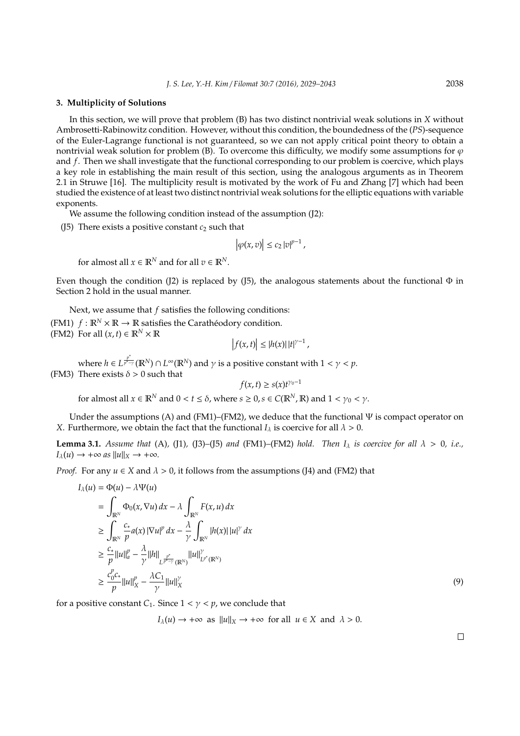## 3. Multiplicity of Solutions

In this section, we will prove that problem (B) has two distinct nontrivial weak solutions in $X$ without Ambrosetti-Rabinowitz condition. However, without this condition, the boundedness of the $(PS)$-sequence of the Euler-Lagrange functional is not guaranteed, so we can not apply critical point theory to obtain a nontrivial weak solution for problem (B). To overcome this difficulty, we modify some assumptions for $\varphi$ and $f$. Then we shall investigate that the functional corresponding to our problem is coercive, which plays a key role in establishing the main result of this section, using the analogous arguments as in Theorem 2.1 in Struwe [16]. The multiplicity result is motivated by the work of Fu and Zhang [7] which had been studied the existence of at least two distinct nontrivial weak solutions for the elliptic equations with variable exponents.

We assume the following condition instead of the assumption (J2):

(J5) There exists a positive constant $c_2$ such that

$$\left|\varphi(x,v)\right| \leq c_2 \left|v\right|^{p-1},$$

for almost all $x \in \mathbb{R}^N$ and for all $v \in \mathbb{R}^N$.

Even though the condition (J2) is replaced by (J5), the analogous statements about the functional $\Phi$ in Section 2 hold in the usual manner.

Next, we assume that $f$ satisfies the following conditions:

(FM1) $f : \mathbb{R}^N \times \mathbb{R} \to \mathbb{R}$ satisfies the Carathéodory condition.

(FM2) For all $(x,t) \in \mathbb{R}^N \times \mathbb{R}$

$$\left|f(x,t)\right| \leq |h(x)|\,|t|^{\gamma-1},$$

where $h \in L^{\frac{p^*}{p^*-\gamma}}(\mathbb{R}^N) \cap L^\infty(\mathbb{R}^N)$ and $\gamma$ is a positive constant with $1 < \gamma < p$.

(FM3) There exists $\delta > 0$ such that

$$f(x,t) \geq s(x)t^{\gamma_0 - 1}$$

for almost all $x \in \mathbb{R}^N$ and $0 < t \leq \delta$, where $s \geq 0, s \in C(\mathbb{R}^N, \mathbb{R})$ and $1 < \gamma_0 < \gamma$.

Under the assumptions (A) and (FM1)–(FM2), we deduce that the functional $\Psi$ is compact operator on $X$. Furthermore, we obtain the fact that the functional $I_\lambda$ is coercive for all $\lambda > 0$.

**Lemma 3.1.** *Assume that* (A), (J1), (J3)–(J5) *and* (FM1)–(FM2) *hold. Then $I_\lambda$ is coercive for all $\lambda > 0$, i.e., $I_\lambda(u) \to +\infty$ as $\|u\|_X \to +\infty$.*

*Proof.* For any $u \in X$ and $\lambda > 0$, it follows from the assumptions (J4) and (FM2) that

$$\begin{aligned}
I_\lambda(u) &= \Phi(u) - \lambda\Psi(u) \\
&= \int_{\mathbb{R}^N} \Phi_0(x, \nabla u)\,dx - \lambda \int_{\mathbb{R}^N} F(x,u)\,dx \\
&\geq \int_{\mathbb{R}^N} \frac{c_*}{p} a(x)\,|\nabla u|^p\,dx - \frac{\lambda}{\gamma} \int_{\mathbb{R}^N} |h(x)|\,|u|^\gamma\,dx \\
&\geq \frac{c_*}{p}\|u\|_a^p - \frac{\lambda}{\gamma}\|h\|_{L^{\frac{p^*}{p^*-\gamma}}(\mathbb{R}^N)} \|u\|^\gamma_{L^{p^*}(\mathbb{R}^N)} \\
&\geq \frac{c_0^p c_*}{p}\|u\|_X^p - \frac{\lambda C_1}{\gamma}\|u\|_X^\gamma
\end{aligned} \tag{9}$$

for a positive constant $C_1$. Since $1 < \gamma < p$, we conclude that

$$I_\lambda(u) \to +\infty \ \text{ as } \ \|u\|_X \to +\infty \ \text{ for all } \ u \in X \ \text{ and } \ \lambda > 0.$$

□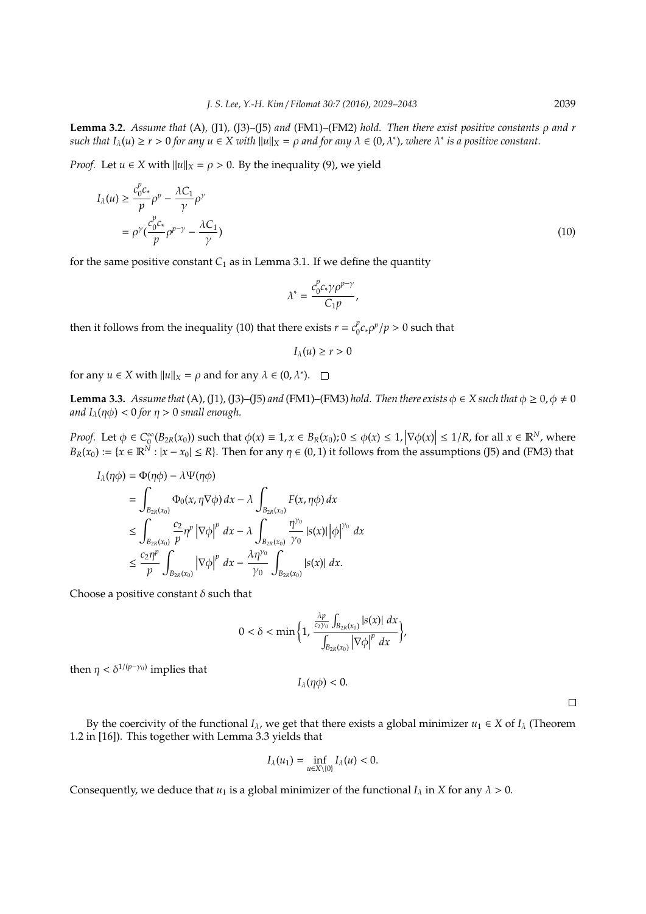**Lemma 3.2.** *Assume that* (A), (J1), (J3)–(J5) *and* (FM1)–(FM2) *hold. Then there exist positive constants $\rho$ and $r$ such that $I_\lambda(u) \geq r > 0$ for any $u \in X$ with $\|u\|_X = \rho$ and for any $\lambda \in (0, \lambda^*)$, where $\lambda^*$ is a positive constant.*

*Proof.* Let $u \in X$ with $\|u\|_X = \rho > 0$. By the inequality (9), we yield

$$
\begin{aligned}
I_\lambda(u) &\geq \frac{c_0^p c_*}{p}\rho^p - \frac{\lambda C_1}{\gamma}\rho^\gamma \\
&= \rho^\gamma\left(\frac{c_0^p c_*}{p}\rho^{p-\gamma} - \frac{\lambda C_1}{\gamma}\right)
\end{aligned} \tag{10}
$$

for the same positive constant $C_1$ as in Lemma 3.1. If we define the quantity

$$
\lambda^* = \frac{c_0^p c_* \gamma \rho^{p-\gamma}}{C_1 p},
$$

then it follows from the inequality (10) that there exists $r = c_0^p c_* \rho^p / p > 0$ such that

$$
I_\lambda(u) \geq r > 0
$$

for any $u \in X$ with $\|u\|_X = \rho$ and for any $\lambda \in (0, \lambda^*)$. $\square$

**Lemma 3.3.** *Assume that* (A), (J1), (J3)–(J5) *and* (FM1)–(FM3) *hold. Then there exists $\phi \in X$ such that $\phi \geq 0, \phi \neq 0$ and $I_\lambda(\eta\phi) < 0$ for $\eta > 0$ small enough.*

*Proof.* Let $\phi \in C_0^\infty(B_{2R}(x_0))$ such that $\phi(x) \equiv 1, x \in B_R(x_0); 0 \leq \phi(x) \leq 1, \left|\nabla\phi(x)\right| \leq 1/R$, for all $x \in \mathbb{R}^N$, where $B_R(x_0) := \{x \in \mathbb{R}^N : |x - x_0| \leq R\}$. Then for any $\eta \in (0, 1)$ it follows from the assumptions (J5) and (FM3) that

$$
\begin{aligned}
I_\lambda(\eta\phi) &= \Phi(\eta\phi) - \lambda\Psi(\eta\phi) \\
&= \int_{B_{2R}(x_0)} \Phi_0(x, \eta\nabla\phi)\,dx - \lambda\int_{B_{2R}(x_0)} F(x, \eta\phi)\,dx \\
&\leq \int_{B_{2R}(x_0)} \frac{c_2}{p}\eta^p \left|\nabla\phi\right|^p\,dx - \lambda\int_{B_{2R}(x_0)} \frac{\eta^{\gamma_0}}{\gamma_0}|s(x)|\left|\phi\right|^{\gamma_0}\,dx \\
&\leq \frac{c_2\eta^p}{p}\int_{B_{2R}(x_0)} \left|\nabla\phi\right|^p\,dx - \frac{\lambda\eta^{\gamma_0}}{\gamma_0}\int_{B_{2R}(x_0)} |s(x)|\,dx.
\end{aligned}
$$

Choose a positive constant $\delta$ such that

$$
0 < \delta < \min\left\{1, \frac{\frac{\lambda p}{c_2\gamma_0}\int_{B_{2R}(x_0)} |s(x)|\,dx}{\int_{B_{2R}(x_0)} \left|\nabla\phi\right|^p\,dx}\right\},
$$

then $\eta < \delta^{1/(p-\gamma_0)}$ implies that

$$
I_\lambda(\eta\phi) < 0.
$$

$\square$

By the coercivity of the functional $I_\lambda$, we get that there exists a global minimizer $u_1 \in X$ of $I_\lambda$ (Theorem 1.2 in [16]). This together with Lemma 3.3 yields that

$$
I_\lambda(u_1) = \inf_{u \in X\setminus\{0\}} I_\lambda(u) < 0.
$$

Consequently, we deduce that $u_1$ is a global minimizer of the functional $I_\lambda$ in $X$ for any $\lambda > 0$.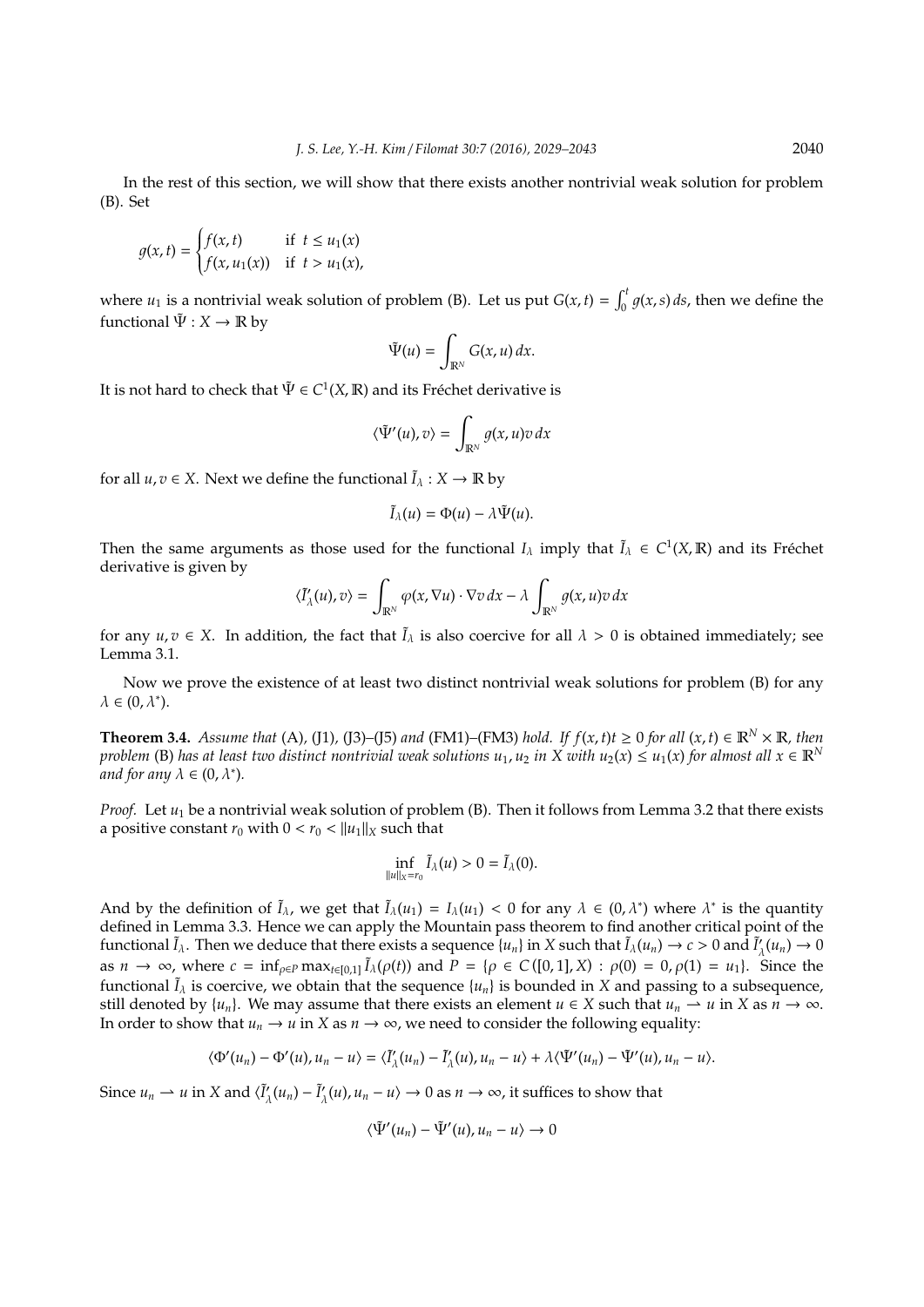In the rest of this section, we will show that there exists another nontrivial weak solution for problem (B). Set

$$g(x,t) = \begin{cases} f(x,t) & \text{if } t \le u_1(x) \\ f(x,u_1(x)) & \text{if } t > u_1(x), \end{cases}$$

where $u_1$ is a nontrivial weak solution of problem (B). Let us put $G(x,t) = \int_0^t g(x,s)\,ds$, then we define the functional $\tilde{\Psi} : X \to \mathbb{R}$ by

$$\tilde{\Psi}(u) = \int_{\mathbb{R}^N} G(x,u)\,dx.$$

It is not hard to check that $\tilde{\Psi} \in C^1(X,\mathbb{R})$ and its Fréchet derivative is

$$\langle \tilde{\Psi}'(u), v\rangle = \int_{\mathbb{R}^N} g(x,u)v\,dx$$

for all $u, v \in X$. Next we define the functional $\tilde{I}_\lambda : X \to \mathbb{R}$ by

$$\tilde{I}_\lambda(u) = \Phi(u) - \lambda\tilde{\Psi}(u).$$

Then the same arguments as those used for the functional $I_\lambda$ imply that $\tilde{I}_\lambda \in C^1(X,\mathbb{R})$ and its Fréchet derivative is given by

$$\langle \tilde{I}'_\lambda(u), v\rangle = \int_{\mathbb{R}^N} \varphi(x,\nabla u)\cdot\nabla v\,dx - \lambda\int_{\mathbb{R}^N} g(x,u)v\,dx$$

for any $u, v \in X$. In addition, the fact that $\tilde{I}_\lambda$ is also coercive for all $\lambda > 0$ is obtained immediately; see Lemma 3.1.

Now we prove the existence of at least two distinct nontrivial weak solutions for problem (B) for any $\lambda \in (0,\lambda^*)$.

**Theorem 3.4.** *Assume that* (A), (J1), (J3)–(J5) *and* (FM1)–(FM3) *hold. If $f(x,t)t \ge 0$ for all $(x,t) \in \mathbb{R}^N \times \mathbb{R}$, then problem* (B) *has at least two distinct nontrivial weak solutions $u_1, u_2$ in $X$ with $u_2(x) \le u_1(x)$ for almost all $x \in \mathbb{R}^N$ and for any $\lambda \in (0,\lambda^*)$.*

*Proof.* Let $u_1$ be a nontrivial weak solution of problem (B). Then it follows from Lemma 3.2 that there exists a positive constant $r_0$ with $0 < r_0 < \|u_1\|_X$ such that

$$\inf_{\|u\|_X = r_0} \tilde{I}_\lambda(u) > 0 = \tilde{I}_\lambda(0).$$

And by the definition of $\tilde{I}_\lambda$, we get that $\tilde{I}_\lambda(u_1) = I_\lambda(u_1) < 0$ for any $\lambda \in (0,\lambda^*)$ where $\lambda^*$ is the quantity defined in Lemma 3.3. Hence we can apply the Mountain pass theorem to find another critical point of the functional $\tilde{I}_\lambda$. Then we deduce that there exists a sequence $\{u_n\}$ in $X$ such that $\tilde{I}_\lambda(u_n) \to c > 0$ and $\tilde{I}'_\lambda(u_n) \to 0$ as $n \to \infty$, where $c = \inf_{\rho\in P}\max_{t\in[0,1]} \tilde{I}_\lambda(\rho(t))$ and $P = \{\rho \in C([0,1],X) : \rho(0) = 0, \rho(1) = u_1\}$. Since the functional $\tilde{I}_\lambda$ is coercive, we obtain that the sequence $\{u_n\}$ is bounded in $X$ and passing to a subsequence, still denoted by $\{u_n\}$. We may assume that there exists an element $u \in X$ such that $u_n \rightharpoonup u$ in $X$ as $n \to \infty$. In order to show that $u_n \to u$ in $X$ as $n \to \infty$, we need to consider the following equality:

$$\langle \Phi'(u_n) - \Phi'(u), u_n - u\rangle = \langle \tilde{I}'_\lambda(u_n) - \tilde{I}'_\lambda(u), u_n - u\rangle + \lambda\langle \tilde{\Psi}'(u_n) - \tilde{\Psi}'(u), u_n - u\rangle.$$

Since $u_n \rightharpoonup u$ in $X$ and $\langle \tilde{I}'_\lambda(u_n) - \tilde{I}'_\lambda(u), u_n - u\rangle \to 0$ as $n \to \infty$, it suffices to show that

$$\langle \tilde{\Psi}'(u_n) - \tilde{\Psi}'(u), u_n - u\rangle \to 0$$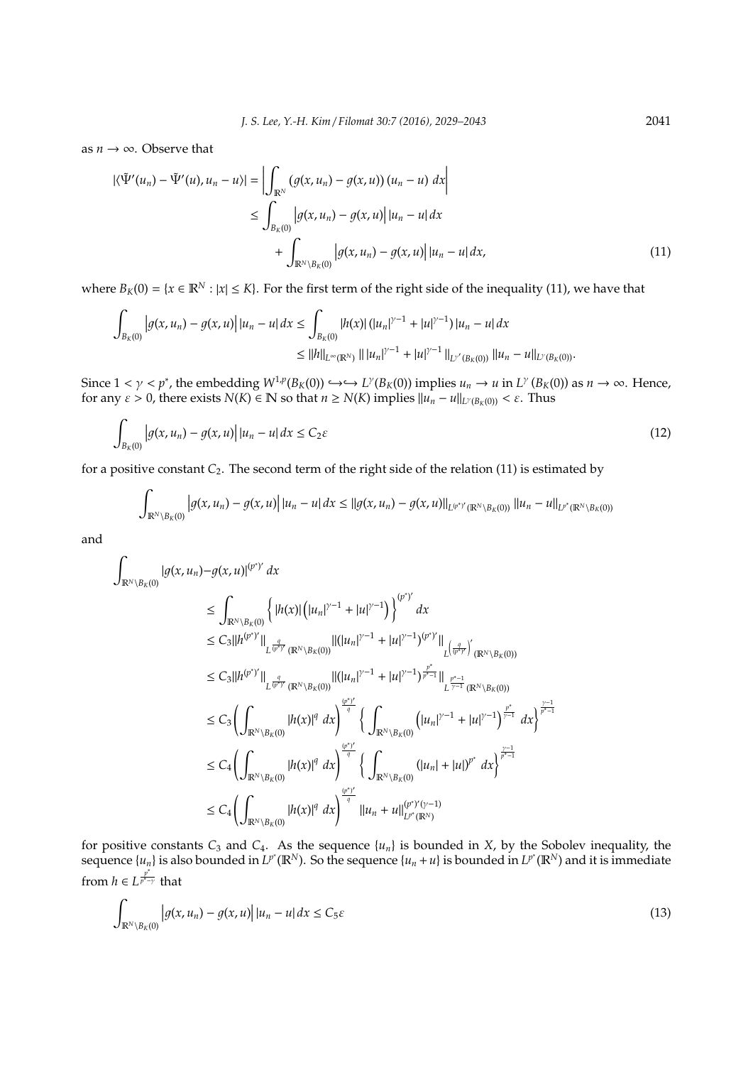as $n \to \infty$. Observe that

$$
\begin{aligned}
|\langle \tilde{\Psi}'(u_n) - \tilde{\Psi}'(u), u_n - u \rangle| &= \left| \int_{\mathbb{R}^N} \left( g(x, u_n) - g(x, u) \right) (u_n - u) \, dx \right| \\
&\leq \int_{B_K(0)} \left| g(x, u_n) - g(x, u) \right| |u_n - u| \, dx \\
&\quad + \int_{\mathbb{R}^N \setminus B_K(0)} \left| g(x, u_n) - g(x, u) \right| |u_n - u| \, dx,
\end{aligned} \tag{11}
$$

where $B_K(0) = \{x \in \mathbb{R}^N : |x| \leq K\}$. For the first term of the right side of the inequality (11), we have that

$$
\begin{aligned}
\int_{B_K(0)} \left| g(x, u_n) - g(x, u) \right| |u_n - u| \, dx &\leq \int_{B_K(0)} |h(x)| \left( |u_n|^{\gamma - 1} + |u|^{\gamma - 1} \right) |u_n - u| \, dx \\
&\leq \|h\|_{L^\infty(\mathbb{R}^N)} \left\| |u_n|^{\gamma - 1} + |u|^{\gamma - 1} \right\|_{L^{\gamma'}(B_K(0))} \|u_n - u\|_{L^\gamma(B_K(0))}.
\end{aligned}
$$

Since $1 < \gamma < p^*$, the embedding $W^{1,p}(B_K(0)) \hookrightarrow\hookrightarrow L^\gamma(B_K(0))$ implies $u_n \to u$ in $L^\gamma(B_K(0))$ as $n \to \infty$. Hence, for any $\varepsilon > 0$, there exists $N(K) \in \mathbb{N}$ so that $n \geq N(K)$ implies $\|u_n - u\|_{L^\gamma(B_K(0))} < \varepsilon$. Thus

$$
\int_{B_K(0)} \left| g(x, u_n) - g(x, u) \right| |u_n - u| \, dx \leq C_2 \varepsilon \tag{12}
$$

for a positive constant $C_2$. The second term of the right side of the relation (11) is estimated by

$$
\int_{\mathbb{R}^N \setminus B_K(0)} \left| g(x, u_n) - g(x, u) \right| |u_n - u| \, dx \leq \|g(x, u_n) - g(x, u)\|_{L^{(p^*)'}(\mathbb{R}^N \setminus B_K(0))} \|u_n - u\|_{L^{p^*}(\mathbb{R}^N \setminus B_K(0))}
$$

and

$$
\begin{aligned}
\int_{\mathbb{R}^N \setminus B_K(0)} &|g(x, u_n) - g(x, u)|^{(p^*)'} \, dx \\
&\leq \int_{\mathbb{R}^N \setminus B_K(0)} \left\{ |h(x)| \left( |u_n|^{\gamma - 1} + |u|^{\gamma - 1} \right) \right\}^{(p^*)'} dx \\
&\leq C_3 \|h^{(p^*)'}\|_{L^{\frac{q}{(p^*)'}}(\mathbb{R}^N \setminus B_K(0))} \|(|u_n|^{\gamma - 1} + |u|^{\gamma - 1})^{(p^*)'}\|_{L^{\left(\frac{q}{(p^*)'}\right)'}(\mathbb{R}^N \setminus B_K(0))} \\
&\leq C_3 \|h^{(p^*)'}\|_{L^{\frac{q}{(p^*)'}}(\mathbb{R}^N \setminus B_K(0))} \|(|u_n|^{\gamma - 1} + |u|^{\gamma - 1})^{\frac{p^*}{p^* - 1}}\|_{L^{\frac{p^* - 1}{\gamma - 1}}(\mathbb{R}^N \setminus B_K(0))} \\
&\leq C_3 \left( \int_{\mathbb{R}^N \setminus B_K(0)} |h(x)|^q \, dx \right)^{\frac{(p^*)'}{q}} \left\{ \int_{\mathbb{R}^N \setminus B_K(0)} \left( |u_n|^{\gamma - 1} + |u|^{\gamma - 1} \right)^{\frac{p^*}{\gamma - 1}} dx \right\}^{\frac{\gamma - 1}{p^* - 1}} \\
&\leq C_4 \left( \int_{\mathbb{R}^N \setminus B_K(0)} |h(x)|^q \, dx \right)^{\frac{(p^*)'}{q}} \left\{ \int_{\mathbb{R}^N \setminus B_K(0)} \left( |u_n| + |u| \right)^{p^*} dx \right\}^{\frac{\gamma - 1}{p^* - 1}} \\
&\leq C_4 \left( \int_{\mathbb{R}^N \setminus B_K(0)} |h(x)|^q \, dx \right)^{\frac{(p^*)'}{q}} \|u_n + u\|_{L^{p^*}(\mathbb{R}^N)}^{(p^*)'(\gamma - 1)}
\end{aligned}
$$

for positive constants $C_3$ and $C_4$. As the sequence $\{u_n\}$ is bounded in $X$, by the Sobolev inequality, the sequence $\{u_n\}$ is also bounded in $L^{p^*}(\mathbb{R}^N)$. So the sequence $\{u_n + u\}$ is bounded in $L^{p^*}(\mathbb{R}^N)$ and it is immediate from $h \in L^{\frac{p^*}{p^* - \gamma}}$ that

$$
\int_{\mathbb{R}^N \setminus B_K(0)} \left| g(x, u_n) - g(x, u) \right| |u_n - u| \, dx \leq C_5 \varepsilon \tag{13}
$$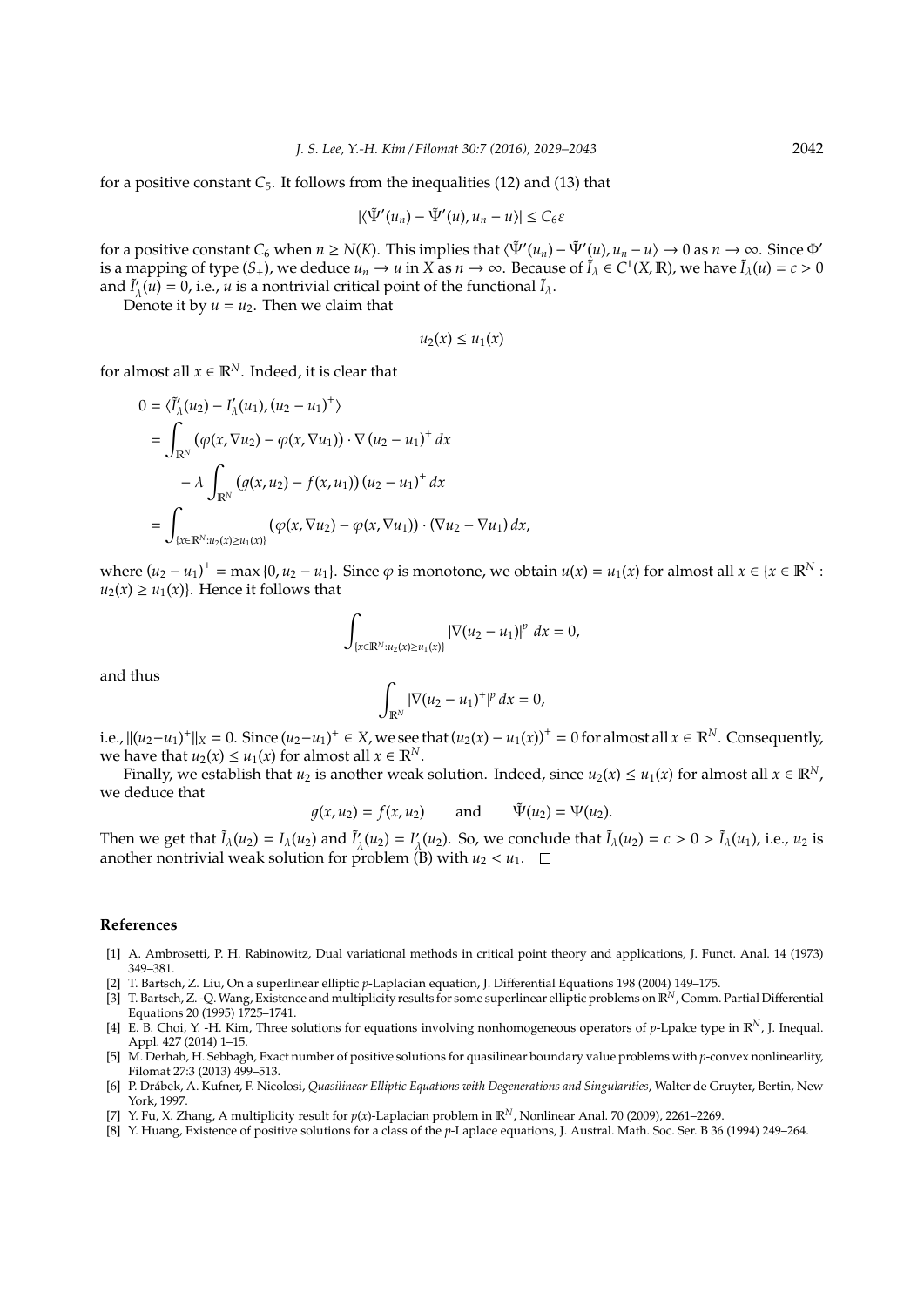for a positive constant $C_5$. It follows from the inequalities (12) and (13) that

$$|\langle \tilde{\Psi}'(u_n) - \tilde{\Psi}'(u), u_n - u\rangle| \leq C_6 \varepsilon$$

for a positive constant $C_6$ when $n \geq N(K)$. This implies that $\langle \tilde{\Psi}'(u_n) - \tilde{\Psi}'(u), u_n - u\rangle \to 0$ as $n \to \infty$. Since $\Phi'$ is a mapping of type $(S_+)$, we deduce $u_n \to u$ in $X$ as $n \to \infty$. Because of $\tilde{I}_\lambda \in C^1(X, \mathbb{R})$, we have $\tilde{I}_\lambda(u) = c > 0$ and $\tilde{I}'_\lambda(u) = 0$, i.e., $u$ is a nontrivial critical point of the functional $\tilde{I}_\lambda$.

Denote it by $u = u_2$. Then we claim that

$$u_2(x) \leq u_1(x)$$

for almost all $x \in \mathbb{R}^N$. Indeed, it is clear that

$$\begin{aligned}
0 &= \langle \tilde{I}'_\lambda(u_2) - I'_\lambda(u_1), (u_2 - u_1)^+\rangle \\
&= \int_{\mathbb{R}^N} (\varphi(x, \nabla u_2) - \varphi(x, \nabla u_1)) \cdot \nabla (u_2 - u_1)^+ \, dx \\
&\quad - \lambda \int_{\mathbb{R}^N} (g(x, u_2) - f(x, u_1)) (u_2 - u_1)^+ \, dx \\
&= \int_{\{x \in \mathbb{R}^N : u_2(x) \geq u_1(x)\}} (\varphi(x, \nabla u_2) - \varphi(x, \nabla u_1)) \cdot (\nabla u_2 - \nabla u_1) \, dx,
\end{aligned}$$

where $(u_2 - u_1)^+ = \max\{0, u_2 - u_1\}$. Since $\varphi$ is monotone, we obtain $u(x) = u_1(x)$ for almost all $x \in \{x \in \mathbb{R}^N : u_2(x) \geq u_1(x)\}$. Hence it follows that

$$\int_{\{x \in \mathbb{R}^N : u_2(x) \geq u_1(x)\}} |\nabla (u_2 - u_1)|^p \, dx = 0,$$

and thus

$$\int_{\mathbb{R}^N} |\nabla (u_2 - u_1)^+|^p \, dx = 0,$$

i.e., $\|(u_2 - u_1)^+\|_X = 0$. Since $(u_2 - u_1)^+ \in X$, we see that $(u_2(x) - u_1(x))^+ = 0$ for almost all $x \in \mathbb{R}^N$. Consequently, we have that $u_2(x) \leq u_1(x)$ for almost all $x \in \mathbb{R}^N$.

Finally, we establish that $u_2$ is another weak solution. Indeed, since $u_2(x) \leq u_1(x)$ for almost all $x \in \mathbb{R}^N$, we deduce that

$$g(x, u_2) = f(x, u_2) \qquad \text{and} \qquad \tilde{\Psi}(u_2) = \Psi(u_2).$$

Then we get that $\tilde{I}_\lambda(u_2) = I_\lambda(u_2)$ and $\tilde{I}'_\lambda(u_2) = I'_\lambda(u_2)$. So, we conclude that $\tilde{I}_\lambda(u_2) = c > 0 > \tilde{I}_\lambda(u_1)$, i.e., $u_2$ is another nontrivial weak solution for problem (B) with $u_2 < u_1$. $\square$

## References

[1] A. Ambrosetti, P. H. Rabinowitz, Dual variational methods in critical point theory and applications, J. Funct. Anal. 14 (1973) 349–381.

[2] T. Bartsch, Z. Liu, On a superlinear elliptic $p$-Laplacian equation, J. Differential Equations 198 (2004) 149–175.

[3] T. Bartsch, Z. -Q. Wang, Existence and multiplicity results for some superlinear elliptic problems on $\mathbb{R}^N$, Comm. Partial Differential Equations 20 (1995) 1725–1741.

[4] E. B. Choi, Y. -H. Kim, Three solutions for equations involving nonhomogeneous operators of $p$-Lpalce type in $\mathbb{R}^N$, J. Inequal. Appl. 427 (2014) 1–15.

[5] M. Derhab, H. Sebbagh, Exact number of positive solutions for quasilinear boundary value problems with $p$-convex nonlinearlity, Filomat 27:3 (2013) 499–513.

[6] P. Drábek, A. Kufner, F. Nicolosi, *Quasilinear Elliptic Equations with Degenerations and Singularities*, Walter de Gruyter, Bertin, New York, 1997.

[7] Y. Fu, X. Zhang, A multiplicity result for $p(x)$-Laplacian problem in $\mathbb{R}^N$, Nonlinear Anal. 70 (2009), 2261–2269.

[8] Y. Huang, Existence of positive solutions for a class of the $p$-Laplace equations, J. Austral. Math. Soc. Ser. B 36 (1994) 249–264.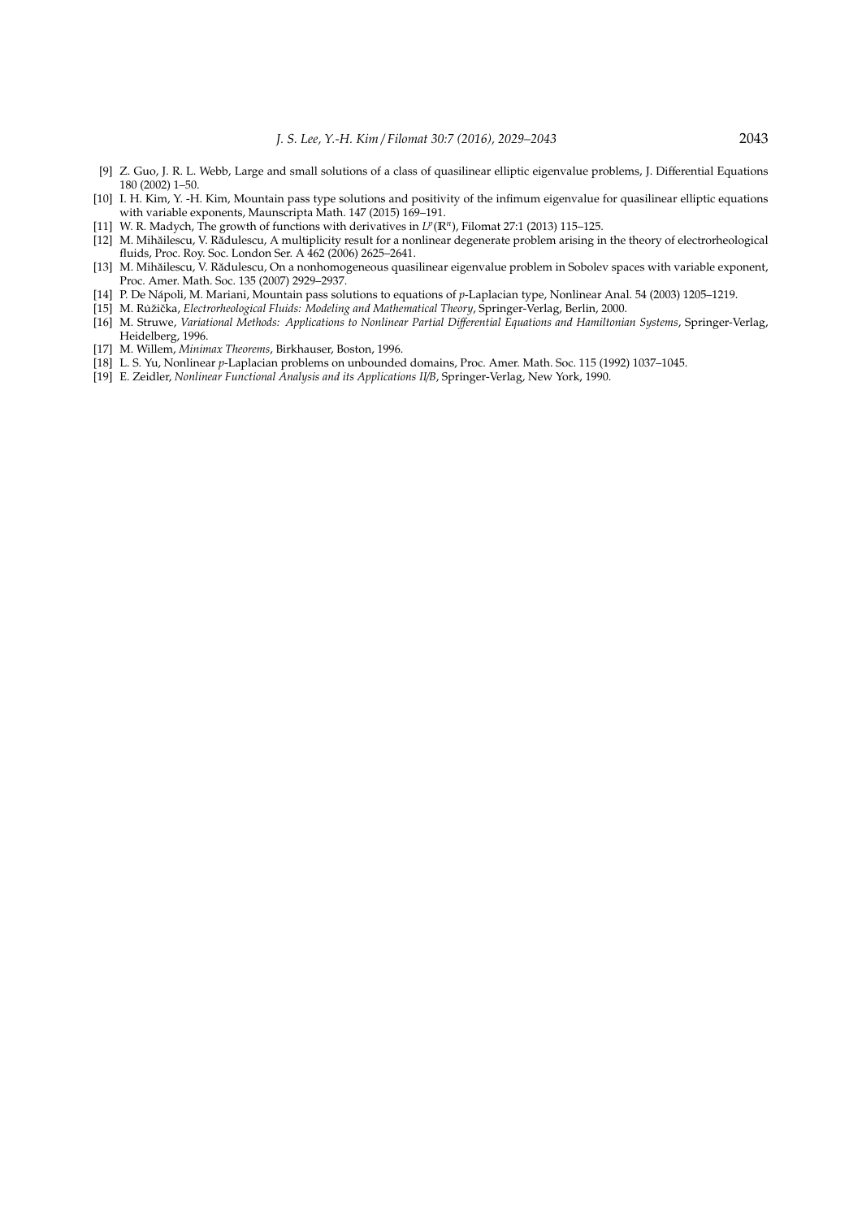[9] Z. Guo, J. R. L. Webb, Large and small solutions of a class of quasilinear elliptic eigenvalue problems, J. Differential Equations 180 (2002) 1–50.

[10] I. H. Kim, Y. -H. Kim, Mountain pass type solutions and positivity of the infimum eigenvalue for quasilinear elliptic equations with variable exponents, Maunscripta Math. 147 (2015) 169–191.

[11] W. R. Madych, The growth of functions with derivatives in $L^p(\mathbb{R}^n)$, Filomat 27:1 (2013) 115–125.

[12] M. Mihăilescu, V. Rădulescu, A multiplicity result for a nonlinear degenerate problem arising in the theory of electrorheological fluids, Proc. Roy. Soc. London Ser. A 462 (2006) 2625–2641.

[13] M. Mihăilescu, V. Rădulescu, On a nonhomogeneous quasilinear eigenvalue problem in Sobolev spaces with variable exponent, Proc. Amer. Math. Soc. 135 (2007) 2929–2937.

[14] P. De Nápoli, M. Mariani, Mountain pass solutions to equations of $p$-Laplacian type, Nonlinear Anal. 54 (2003) 1205–1219.

[15] M. Růžička, *Electrorheological Fluids: Modeling and Mathematical Theory*, Springer-Verlag, Berlin, 2000.

[16] M. Struwe, *Variational Methods: Applications to Nonlinear Partial Differential Equations and Hamiltonian Systems*, Springer-Verlag, Heidelberg, 1996.

[17] M. Willem, *Minimax Theorems*, Birkhauser, Boston, 1996.

[18] L. S. Yu, Nonlinear $p$-Laplacian problems on unbounded domains, Proc. Amer. Math. Soc. 115 (1992) 1037–1045.

[19] E. Zeidler, *Nonlinear Functional Analysis and its Applications II/B*, Springer-Verlag, New York, 1990.